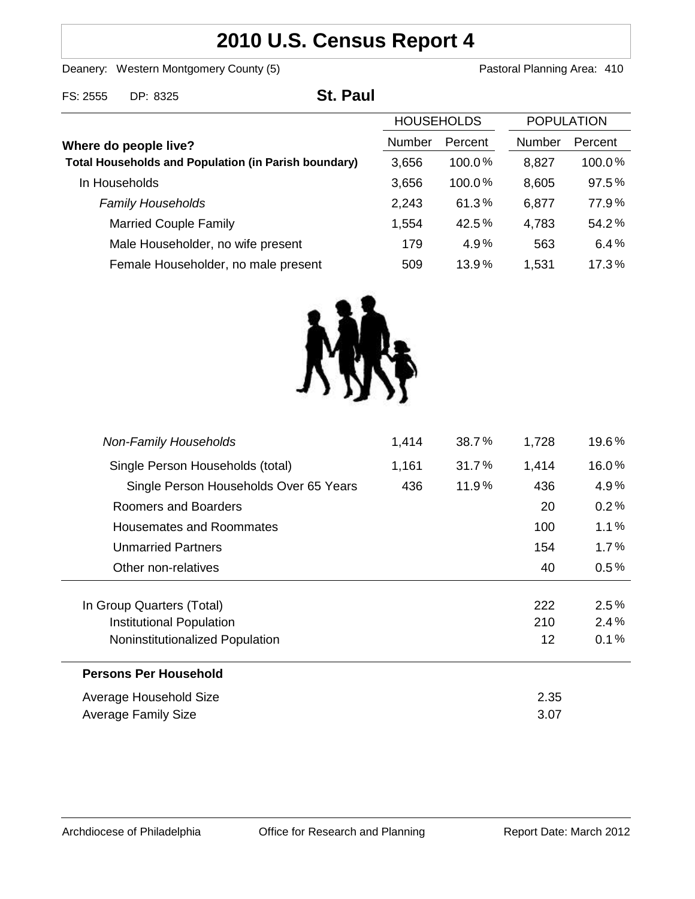# 2010 U.S. Census Report 4

Deanery: Western Montgomery County (5)　　　　Pastoral Planning Area: 410

FS: 2555　DP: 8325

## St. Paul

| Where do people live? | HOUSEHOLDS Number | HOUSEHOLDS Percent | POPULATION Number | POPULATION Percent |
|---|---|---|---|---|
| **Total Households and Population (in Parish boundary)** | 3,656 | 100.0% | 8,827 | 100.0% |
| In Households | 3,656 | 100.0% | 8,605 | 97.5% |
| *Family Households* | 2,243 | 61.3% | 6,877 | 77.9% |
| Married Couple Family | 1,554 | 42.5% | 4,783 | 54.2% |
| Male Householder, no wife present | 179 | 4.9% | 563 | 6.4% |
| Female Householder, no male present | 509 | 13.9% | 1,531 | 17.3% |
| *Non-Family Households* | 1,414 | 38.7% | 1,728 | 19.6% |
| Single Person Households (total) | 1,161 | 31.7% | 1,414 | 16.0% |
| Single Person Households Over 65 Years | 436 | 11.9% | 436 | 4.9% |
| Roomers and Boarders | | | 20 | 0.2% |
| Housemates and Roommates | | | 100 | 1.1% |
| Unmarried Partners | | | 154 | 1.7% |
| Other non-relatives | | | 40 | 0.5% |
| In Group Quarters (Total) | | | 222 | 2.5% |
| Institutional Population | | | 210 | 2.4% |
| Noninstitutionalized Population | | | 12 | 0.1% |

**Persons Per Household**

| | |
|---|---|
| Average Household Size | 2.35 |
| Average Family Size | 3.07 |

Archdiocese of Philadelphia　　Office for Research and Planning　　Report Date: March 2012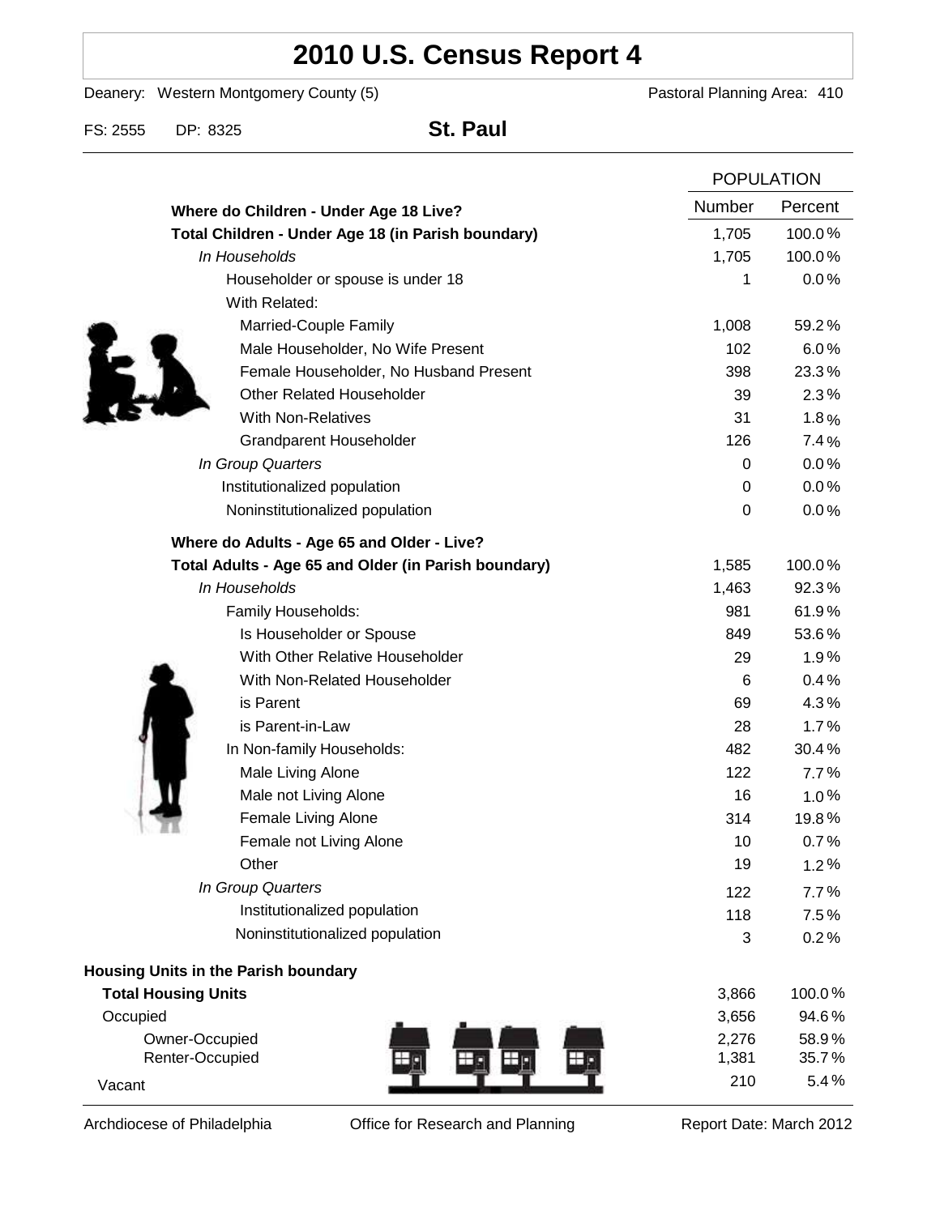# 2010 U.S. Census Report 4

Deanery: Western Montgomery County (5)    Pastoral Planning Area: 410

FS: 2555    DP: 8325    **St. Paul**

| | POPULATION | |
|---|---|---|
| **Where do Children - Under Age 18 Live?** | Number | Percent |
| **Total Children - Under Age 18 (in Parish boundary)** | 1,705 | 100.0% |
| *In Households* | 1,705 | 100.0% |
| Householder or spouse is under 18 | 1 | 0.0% |
| With Related: | | |
| Married-Couple Family | 1,008 | 59.2% |
| Male Householder, No Wife Present | 102 | 6.0% |
| Female Householder, No Husband Present | 398 | 23.3% |
| Other Related Householder | 39 | 2.3% |
| With Non-Relatives | 31 | 1.8% |
| Grandparent Householder | 126 | 7.4% |
| *In Group Quarters* | 0 | 0.0% |
| Institutionalized population | 0 | 0.0% |
| Noninstitutionalized population | 0 | 0.0% |
| **Where do Adults - Age 65 and Older - Live?** | | |
| **Total Adults - Age 65 and Older (in Parish boundary)** | 1,585 | 100.0% |
| *In Households* | 1,463 | 92.3% |
| Family Households: | 981 | 61.9% |
| Is Householder or Spouse | 849 | 53.6% |
| With Other Relative Householder | 29 | 1.9% |
| With Non-Related Householder | 6 | 0.4% |
| is Parent | 69 | 4.3% |
| is Parent-in-Law | 28 | 1.7% |
| In Non-family Households: | 482 | 30.4% |
| Male Living Alone | 122 | 7.7% |
| Male not Living Alone | 16 | 1.0% |
| Female Living Alone | 314 | 19.8% |
| Female not Living Alone | 10 | 0.7% |
| Other | 19 | 1.2% |
| *In Group Quarters* | 122 | 7.7% |
| Institutionalized population | 118 | 7.5% |
| Noninstitutionalized population | 3 | 0.2% |
| **Housing Units in the Parish boundary** | | |
| **Total Housing Units** | 3,866 | 100.0% |
| Occupied | 3,656 | 94.6% |
| Owner-Occupied | 2,276 | 58.9% |
| Renter-Occupied | 1,381 | 35.7% |
| Vacant | 210 | 5.4% |

Archdiocese of Philadelphia    Office for Research and Planning    Report Date: March 2012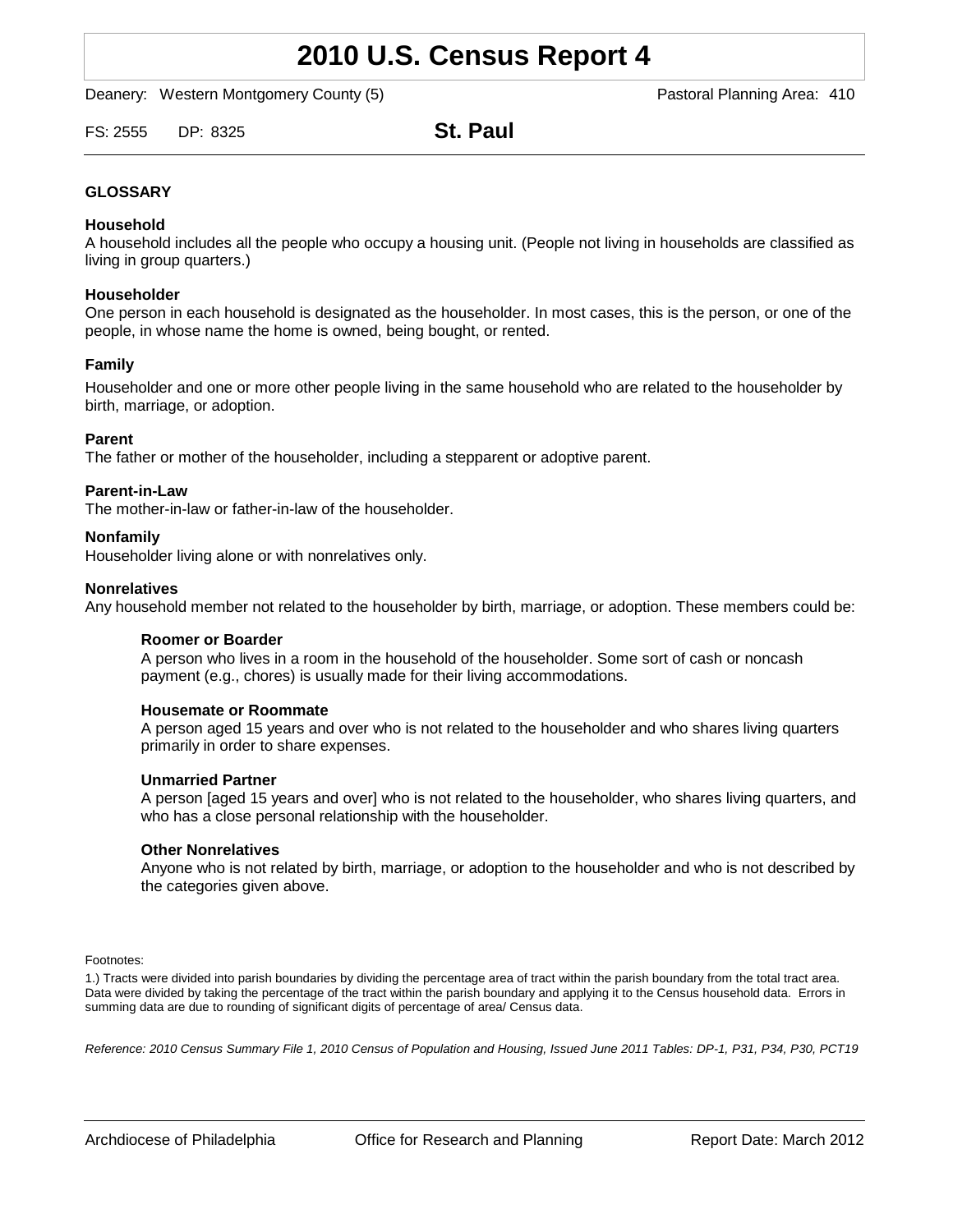# 2010 U.S. Census Report 4

Deanery: Western Montgomery County (5) Pastoral Planning Area: 410

FS: 2555 DP: 8325 **St. Paul**

## GLOSSARY

**Household**
A household includes all the people who occupy a housing unit. (People not living in households are classified as living in group quarters.)

**Householder**
One person in each household is designated as the householder. In most cases, this is the person, or one of the people, in whose name the home is owned, being bought, or rented.

**Family**
Householder and one or more other people living in the same household who are related to the householder by birth, marriage, or adoption.

**Parent**
The father or mother of the householder, including a stepparent or adoptive parent.

**Parent-in-Law**
The mother-in-law or father-in-law of the householder.

**Nonfamily**
Householder living alone or with nonrelatives only.

**Nonrelatives**
Any household member not related to the householder by birth, marriage, or adoption. These members could be:

> **Roomer or Boarder**
> A person who lives in a room in the household of the householder. Some sort of cash or noncash payment (e.g., chores) is usually made for their living accommodations.
>
> **Housemate or Roommate**
> A person aged 15 years and over who is not related to the householder and who shares living quarters primarily in order to share expenses.
>
> **Unmarried Partner**
> A person [aged 15 years and over] who is not related to the householder, who shares living quarters, and who has a close personal relationship with the householder.
>
> **Other Nonrelatives**
> Anyone who is not related by birth, marriage, or adoption to the householder and who is not described by the categories given above.

Footnotes:

1.) Tracts were divided into parish boundaries by dividing the percentage area of tract within the parish boundary from the total tract area. Data were divided by taking the percentage of the tract within the parish boundary and applying it to the Census household data. Errors in summing data are due to rounding of significant digits of percentage of area/ Census data.

*Reference: 2010 Census Summary File 1, 2010 Census of Population and Housing, Issued June 2011 Tables: DP-1, P31, P34, P30, PCT19*

Archdiocese of Philadelphia Office for Research and Planning Report Date: March 2012